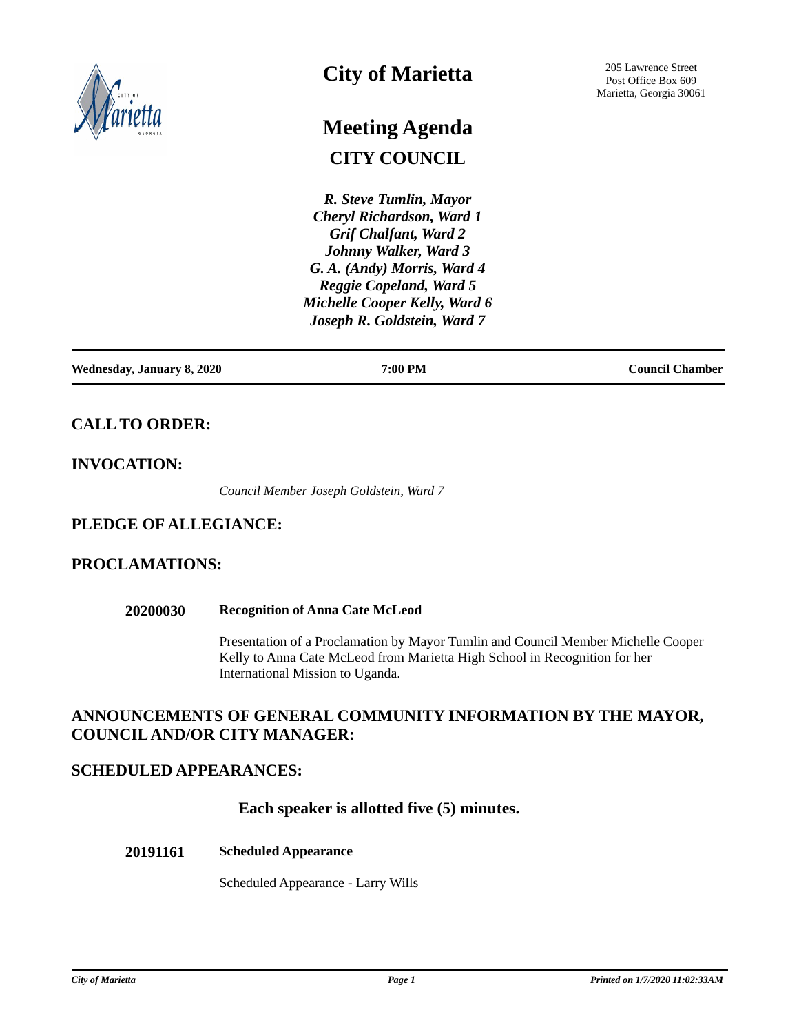# City of Marietta

205 Lawrence Street
Post Office Box 609
Marietta, Georgia 30061

# Meeting Agenda

## CITY COUNCIL

*R. Steve Tumlin, Mayor*
*Cheryl Richardson, Ward 1*
*Grif Chalfant, Ward 2*
*Johnny Walker, Ward 3*
*G. A. (Andy) Morris, Ward 4*
*Reggie Copeland, Ward 5*
*Michelle Cooper Kelly, Ward 6*
*Joseph R. Goldstein, Ward 7*

**Wednesday, January 8, 2020** | **7:00 PM** | **Council Chamber**

## CALL TO ORDER:

## INVOCATION:

*Council Member Joseph Goldstein, Ward 7*

## PLEDGE OF ALLEGIANCE:

## PROCLAMATIONS:

**20200030** **Recognition of Anna Cate McLeod**

Presentation of a Proclamation by Mayor Tumlin and Council Member Michelle Cooper Kelly to Anna Cate McLeod from Marietta High School in Recognition for her International Mission to Uganda.

## ANNOUNCEMENTS OF GENERAL COMMUNITY INFORMATION BY THE MAYOR, COUNCIL AND/OR CITY MANAGER:

## SCHEDULED APPEARANCES:

**Each speaker is allotted five (5) minutes.**

**20191161** **Scheduled Appearance**

Scheduled Appearance - Larry Wills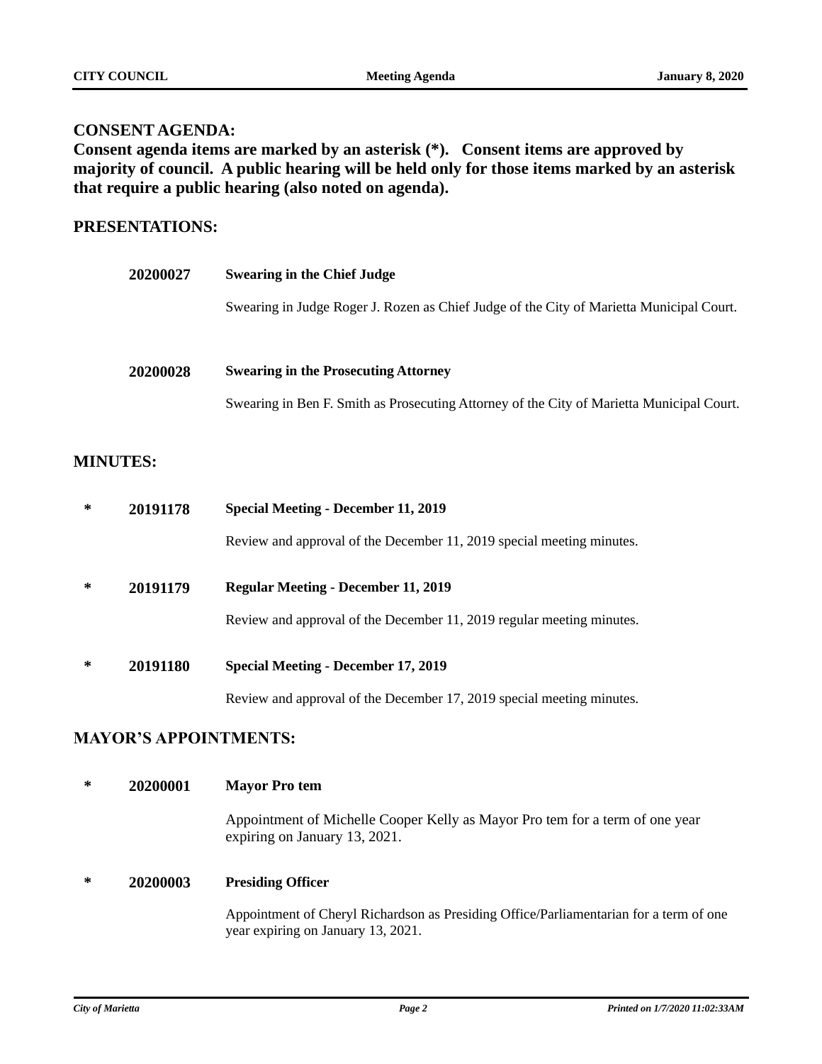## CONSENT AGENDA:

**Consent agenda items are marked by an asterisk (*). Consent items are approved by majority of council. A public hearing will be held only for those items marked by an asterisk that require a public hearing (also noted on agenda).**

## PRESENTATIONS:

**20200027** **Swearing in the Chief Judge**

Swearing in Judge Roger J. Rozen as Chief Judge of the City of Marietta Municipal Court.

**20200028** **Swearing in the Prosecuting Attorney**

Swearing in Ben F. Smith as Prosecuting Attorney of the City of Marietta Municipal Court.

## MINUTES:

\* **20191178** **Special Meeting - December 11, 2019**

Review and approval of the December 11, 2019 special meeting minutes.

\* **20191179** **Regular Meeting - December 11, 2019**

Review and approval of the December 11, 2019 regular meeting minutes.

\* **20191180** **Special Meeting - December 17, 2019**

Review and approval of the December 17, 2019 special meeting minutes.

## MAYOR'S APPOINTMENTS:

\* **20200001** **Mayor Pro tem**

Appointment of Michelle Cooper Kelly as Mayor Pro tem for a term of one year expiring on January 13, 2021.

\* **20200003** **Presiding Officer**

Appointment of Cheryl Richardson as Presiding Office/Parliamentarian for a term of one year expiring on January 13, 2021.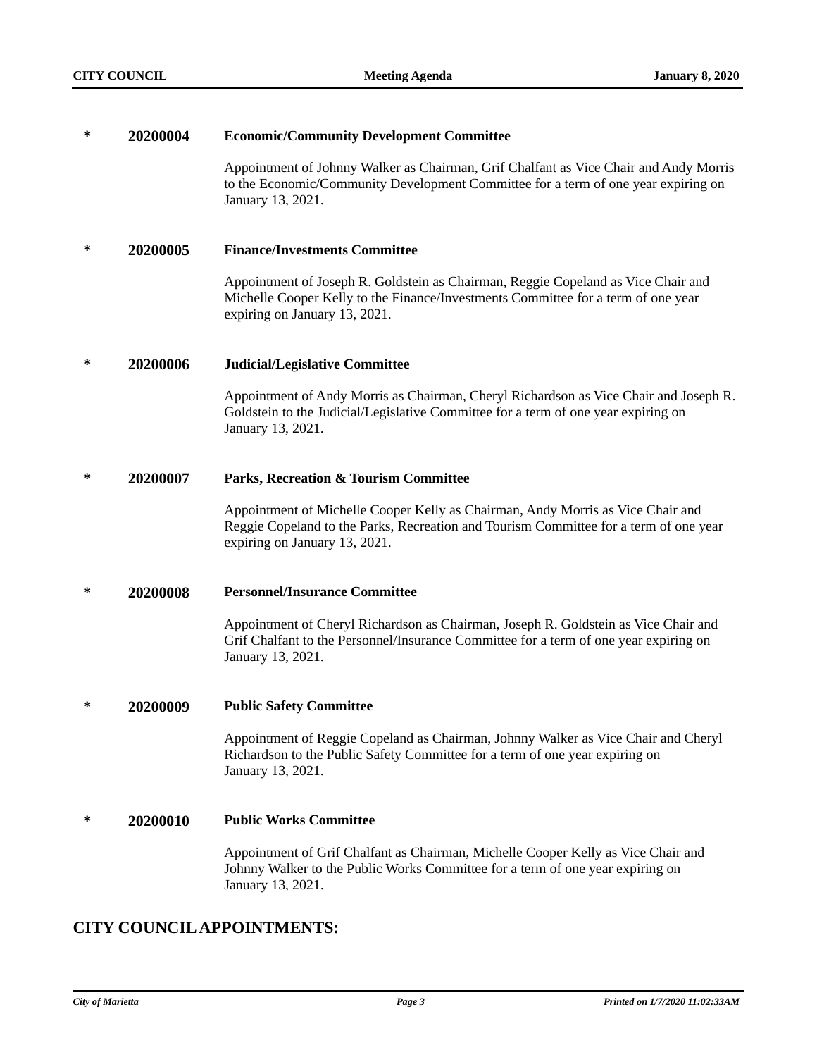\* **20200004** **Economic/Community Development Committee**

Appointment of Johnny Walker as Chairman, Grif Chalfant as Vice Chair and Andy Morris to the Economic/Community Development Committee for a term of one year expiring on January 13, 2021.

\* **20200005** **Finance/Investments Committee**

Appointment of Joseph R. Goldstein as Chairman, Reggie Copeland as Vice Chair and Michelle Cooper Kelly to the Finance/Investments Committee for a term of one year expiring on January 13, 2021.

\* **20200006** **Judicial/Legislative Committee**

Appointment of Andy Morris as Chairman, Cheryl Richardson as Vice Chair and Joseph R. Goldstein to the Judicial/Legislative Committee for a term of one year expiring on January 13, 2021.

\* **20200007** **Parks, Recreation & Tourism Committee**

Appointment of Michelle Cooper Kelly as Chairman, Andy Morris as Vice Chair and Reggie Copeland to the Parks, Recreation and Tourism Committee for a term of one year expiring on January 13, 2021.

\* **20200008** **Personnel/Insurance Committee**

Appointment of Cheryl Richardson as Chairman, Joseph R. Goldstein as Vice Chair and Grif Chalfant to the Personnel/Insurance Committee for a term of one year expiring on January 13, 2021.

\* **20200009** **Public Safety Committee**

Appointment of Reggie Copeland as Chairman, Johnny Walker as Vice Chair and Cheryl Richardson to the Public Safety Committee for a term of one year expiring on January 13, 2021.

\* **20200010** **Public Works Committee**

Appointment of Grif Chalfant as Chairman, Michelle Cooper Kelly as Vice Chair and Johnny Walker to the Public Works Committee for a term of one year expiring on January 13, 2021.

## CITY COUNCIL APPOINTMENTS: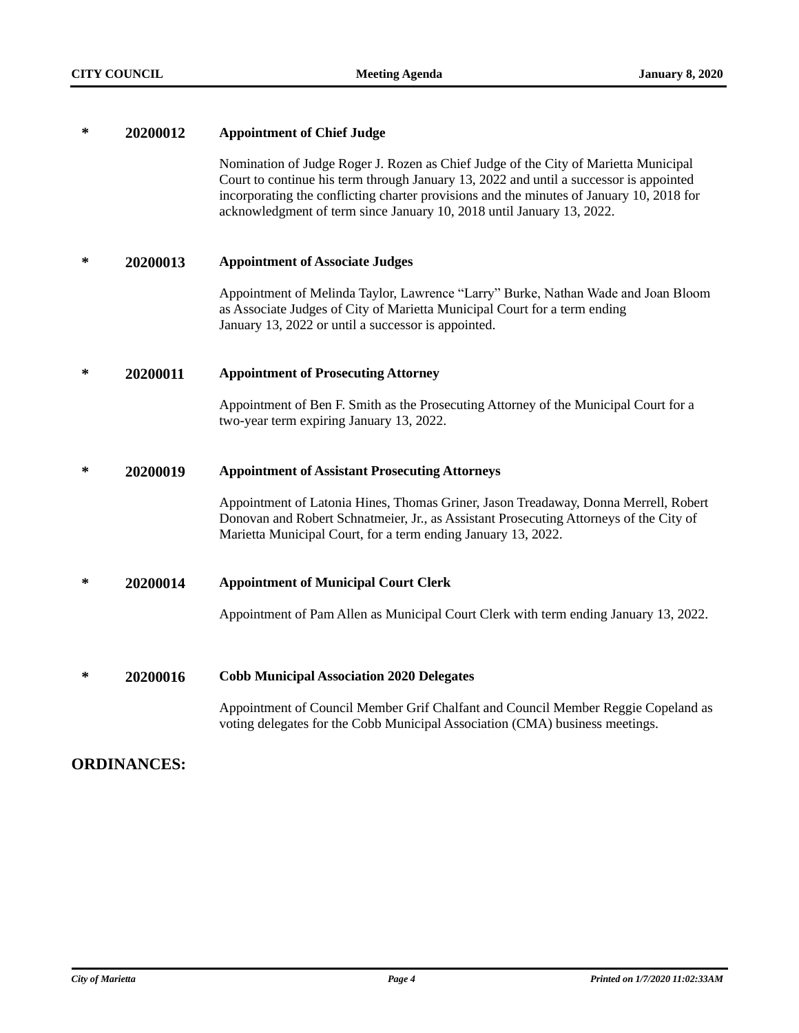**\*** **20200012** **Appointment of Chief Judge**

Nomination of Judge Roger J. Rozen as Chief Judge of the City of Marietta Municipal Court to continue his term through January 13, 2022 and until a successor is appointed incorporating the conflicting charter provisions and the minutes of January 10, 2018 for acknowledgment of term since January 10, 2018 until January 13, 2022.

**\*** **20200013** **Appointment of Associate Judges**

Appointment of Melinda Taylor, Lawrence “Larry” Burke, Nathan Wade and Joan Bloom as Associate Judges of City of Marietta Municipal Court for a term ending January 13, 2022 or until a successor is appointed.

**\*** **20200011** **Appointment of Prosecuting Attorney**

Appointment of Ben F. Smith as the Prosecuting Attorney of the Municipal Court for a two-year term expiring January 13, 2022.

**\*** **20200019** **Appointment of Assistant Prosecuting Attorneys**

Appointment of Latonia Hines, Thomas Griner, Jason Treadaway, Donna Merrell, Robert Donovan and Robert Schnatmeier, Jr., as Assistant Prosecuting Attorneys of the City of Marietta Municipal Court, for a term ending January 13, 2022.

**\*** **20200014** **Appointment of Municipal Court Clerk**

Appointment of Pam Allen as Municipal Court Clerk with term ending January 13, 2022.

**\*** **20200016** **Cobb Municipal Association 2020 Delegates**

Appointment of Council Member Grif Chalfant and Council Member Reggie Copeland as voting delegates for the Cobb Municipal Association (CMA) business meetings.

## ORDINANCES: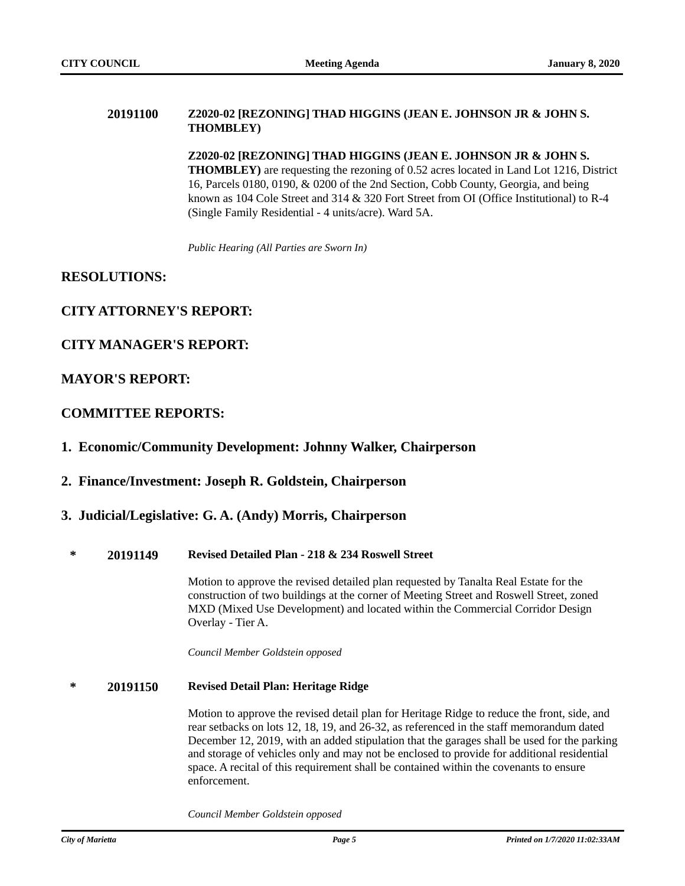**20191100** **Z2020-02 [REZONING] THAD HIGGINS (JEAN E. JOHNSON JR & JOHN S. THOMBLEY)**

**Z2020-02 [REZONING] THAD HIGGINS (JEAN E. JOHNSON JR & JOHN S. THOMBLEY)** are requesting the rezoning of 0.52 acres located in Land Lot 1216, District 16, Parcels 0180, 0190, & 0200 of the 2nd Section, Cobb County, Georgia, and being known as 104 Cole Street and 314 & 320 Fort Street from OI (Office Institutional) to R-4 (Single Family Residential - 4 units/acre). Ward 5A.

*Public Hearing (All Parties are Sworn In)*

## RESOLUTIONS:

## CITY ATTORNEY'S REPORT:

## CITY MANAGER'S REPORT:

## MAYOR'S REPORT:

## COMMITTEE REPORTS:

### 1. Economic/Community Development: Johnny Walker, Chairperson

### 2. Finance/Investment: Joseph R. Goldstein, Chairperson

### 3. Judicial/Legislative: G. A. (Andy) Morris, Chairperson

\* **20191149** **Revised Detailed Plan - 218 & 234 Roswell Street**

Motion to approve the revised detailed plan requested by Tanalta Real Estate for the construction of two buildings at the corner of Meeting Street and Roswell Street, zoned MXD (Mixed Use Development) and located within the Commercial Corridor Design Overlay - Tier A.

*Council Member Goldstein opposed*

\* **20191150** **Revised Detail Plan: Heritage Ridge**

Motion to approve the revised detail plan for Heritage Ridge to reduce the front, side, and rear setbacks on lots 12, 18, 19, and 26-32, as referenced in the staff memorandum dated December 12, 2019, with an added stipulation that the garages shall be used for the parking and storage of vehicles only and may not be enclosed to provide for additional residential space. A recital of this requirement shall be contained within the covenants to ensure enforcement.

*Council Member Goldstein opposed*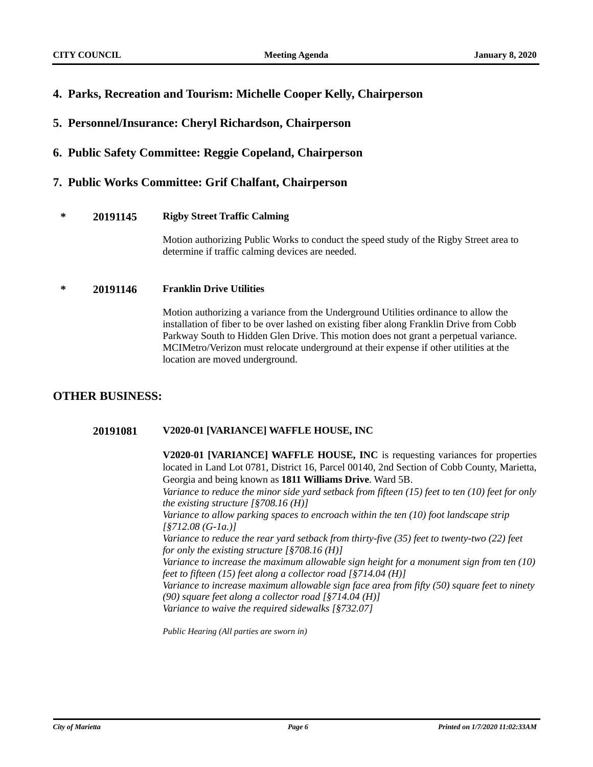## 4. Parks, Recreation and Tourism: Michelle Cooper Kelly, Chairperson

## 5. Personnel/Insurance: Cheryl Richardson, Chairperson

## 6. Public Safety Committee: Reggie Copeland, Chairperson

## 7. Public Works Committee: Grif Chalfant, Chairperson

\* **20191145** **Rigby Street Traffic Calming**

Motion authorizing Public Works to conduct the speed study of the Rigby Street area to determine if traffic calming devices are needed.

\* **20191146** **Franklin Drive Utilities**

Motion authorizing a variance from the Underground Utilities ordinance to allow the installation of fiber to be over lashed on existing fiber along Franklin Drive from Cobb Parkway South to Hidden Glen Drive. This motion does not grant a perpetual variance. MCIMetro/Verizon must relocate underground at their expense if other utilities at the location are moved underground.

## OTHER BUSINESS:

**20191081** **V2020-01 [VARIANCE] WAFFLE HOUSE, INC**

**V2020-01 [VARIANCE] WAFFLE HOUSE, INC** is requesting variances for properties located in Land Lot 0781, District 16, Parcel 00140, 2nd Section of Cobb County, Marietta, Georgia and being known as **1811 Williams Drive**. Ward 5B.

*Variance to reduce the minor side yard setback from fifteen (15) feet to ten (10) feet for only the existing structure [§708.16 (H)]*

*Variance to allow parking spaces to encroach within the ten (10) foot landscape strip [§712.08 (G-1a.)]*

*Variance to reduce the rear yard setback from thirty-five (35) feet to twenty-two (22) feet for only the existing structure [§708.16 (H)]*

*Variance to increase the maximum allowable sign height for a monument sign from ten (10) feet to fifteen (15) feet along a collector road [§714.04 (H)]*

*Variance to increase maximum allowable sign face area from fifty (50) square feet to ninety (90) square feet along a collector road [§714.04 (H)]*

*Variance to waive the required sidewalks [§732.07]*

*Public Hearing (All parties are sworn in)*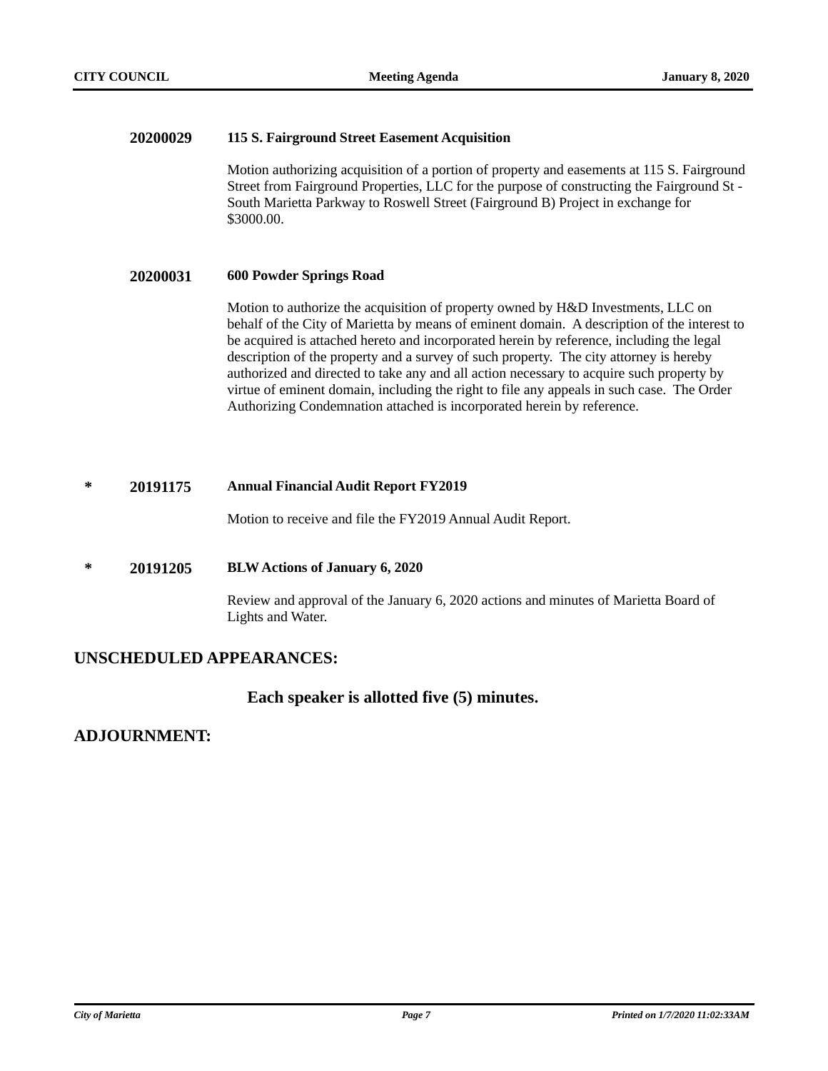**20200029** **115 S. Fairground Street Easement Acquisition**

Motion authorizing acquisition of a portion of property and easements at 115 S. Fairground Street from Fairground Properties, LLC for the purpose of constructing the Fairground St - South Marietta Parkway to Roswell Street (Fairground B) Project in exchange for $3000.00.

**20200031** **600 Powder Springs Road**

Motion to authorize the acquisition of property owned by H&D Investments, LLC on behalf of the City of Marietta by means of eminent domain. A description of the interest to be acquired is attached hereto and incorporated herein by reference, including the legal description of the property and a survey of such property. The city attorney is hereby authorized and directed to take any and all action necessary to acquire such property by virtue of eminent domain, including the right to file any appeals in such case. The Order Authorizing Condemnation attached is incorporated herein by reference.

\* **20191175** **Annual Financial Audit Report FY2019**

Motion to receive and file the FY2019 Annual Audit Report.

\* **20191205** **BLW Actions of January 6, 2020**

Review and approval of the January 6, 2020 actions and minutes of Marietta Board of Lights and Water.

## UNSCHEDULED APPEARANCES:

**Each speaker is allotted five (5) minutes.**

## ADJOURNMENT: